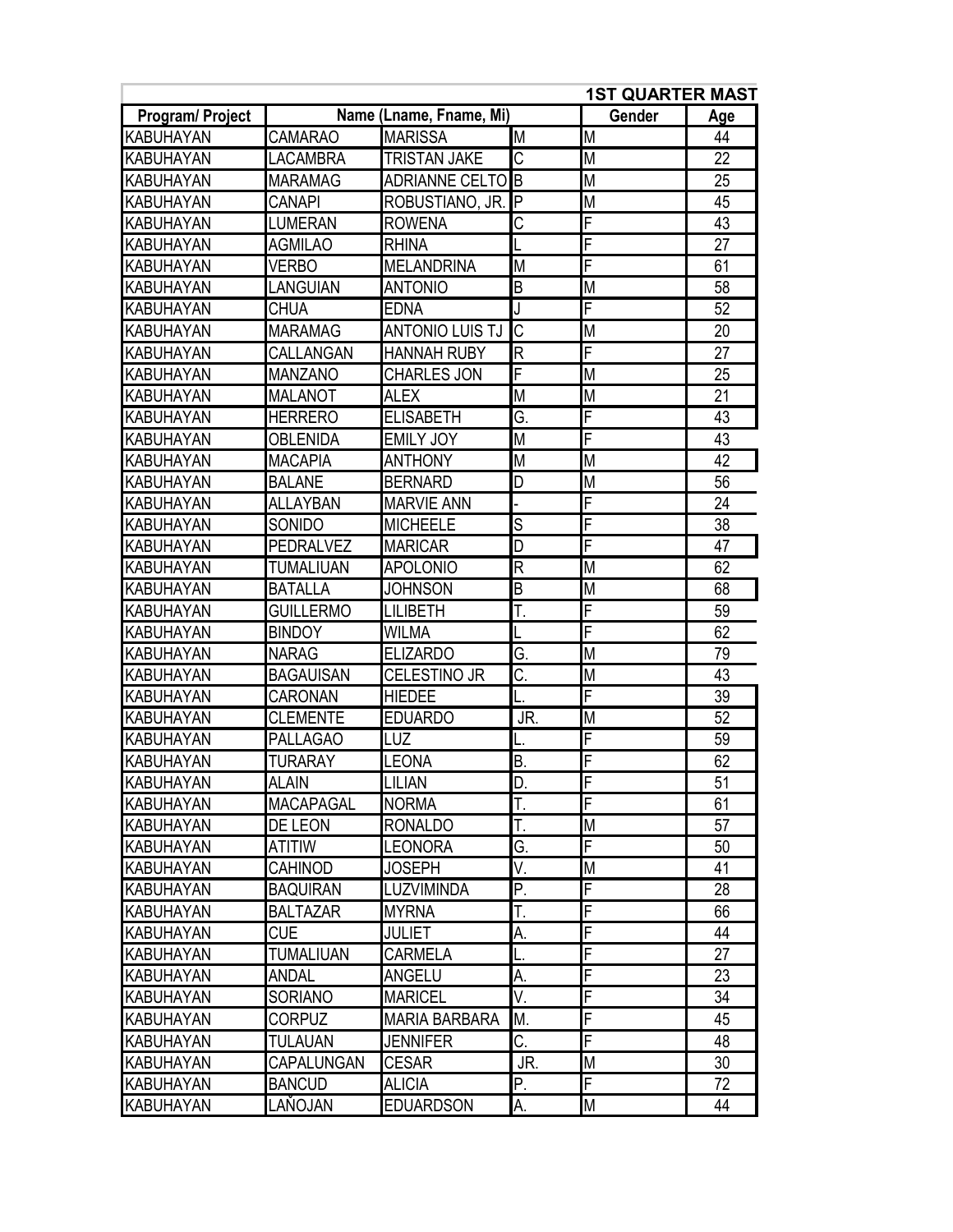**1ST QUARTER MAST**

| Program/ Project | Name (Lname, Fname, Mi) | | | Gender | Age |
|---|---|---|---|---|---|
| KABUHAYAN | CAMARAO | MARISSA | M | M | 44 |
| KABUHAYAN | LACAMBRA | TRISTAN JAKE | C | M | 22 |
| KABUHAYAN | MARAMAG | ADRIANNE CELTO | B | M | 25 |
| KABUHAYAN | CANAPI | ROBUSTIANO, JR. | P | M | 45 |
| KABUHAYAN | LUMERAN | ROWENA | C | F | 43 |
| KABUHAYAN | AGMILAO | RHINA | L | F | 27 |
| KABUHAYAN | VERBO | MELANDRINA | M | F | 61 |
| KABUHAYAN | LANGUIAN | ANTONIO | B | M | 58 |
| KABUHAYAN | CHUA | EDNA | J | F | 52 |
| KABUHAYAN | MARAMAG | ANTONIO LUIS TJ | C | M | 20 |
| KABUHAYAN | CALLANGAN | HANNAH RUBY | R | F | 27 |
| KABUHAYAN | MANZANO | CHARLES JON | F | M | 25 |
| KABUHAYAN | MALANOT | ALEX | M | M | 21 |
| KABUHAYAN | HERRERO | ELISABETH | G. | F | 43 |
| KABUHAYAN | OBLENIDA | EMILY JOY | M | F | 43 |
| KABUHAYAN | MACAPIA | ANTHONY | M | M | 42 |
| KABUHAYAN | BALANE | BERNARD | D | M | 56 |
| KABUHAYAN | ALLAYBAN | MARVIE ANN | - | F | 24 |
| KABUHAYAN | SONIDO | MICHEELE | S | F | 38 |
| KABUHAYAN | PEDRALVEZ | MARICAR | D | F | 47 |
| KABUHAYAN | TUMALIUAN | APOLONIO | R | M | 62 |
| KABUHAYAN | BATALLA | JOHNSON | B | M | 68 |
| KABUHAYAN | GUILLERMO | LILIBETH | T. | F | 59 |
| KABUHAYAN | BINDOY | WILMA | L | F | 62 |
| KABUHAYAN | NARAG | ELIZARDO | G. | M | 79 |
| KABUHAYAN | BAGAUISAN | CELESTINO JR | C. | M | 43 |
| KABUHAYAN | CARONAN | HIEDEE | L. | F | 39 |
| KABUHAYAN | CLEMENTE | EDUARDO | JR. | M | 52 |
| KABUHAYAN | PALLAGAO | LUZ | L. | F | 59 |
| KABUHAYAN | TURARAY | LEONA | B. | F | 62 |
| KABUHAYAN | ALAIN | LILIAN | D. | F | 51 |
| KABUHAYAN | MACAPAGAL | NORMA | T. | F | 61 |
| KABUHAYAN | DE LEON | RONALDO | T. | M | 57 |
| KABUHAYAN | ATITIW | LEONORA | G. | F | 50 |
| KABUHAYAN | CAHINOD | JOSEPH | V. | M | 41 |
| KABUHAYAN | BAQUIRAN | LUZVIMINDA | P. | F | 28 |
| KABUHAYAN | BALTAZAR | MYRNA | T. | F | 66 |
| KABUHAYAN | CUE | JULIET | A. | F | 44 |
| KABUHAYAN | TUMALIUAN | CARMELA | L. | F | 27 |
| KABUHAYAN | ANDAL | ANGELU | A. | F | 23 |
| KABUHAYAN | SORIANO | MARICEL | V. | F | 34 |
| KABUHAYAN | CORPUZ | MARIA BARBARA | M. | F | 45 |
| KABUHAYAN | TULAUAN | JENNIFER | C. | F | 48 |
| KABUHAYAN | CAPALUNGAN | CESAR | JR. | M | 30 |
| KABUHAYAN | BANCUD | ALICIA | P. | F | 72 |
| KABUHAYAN | LAŇOJAN | EDUARDSON | A. | M | 44 |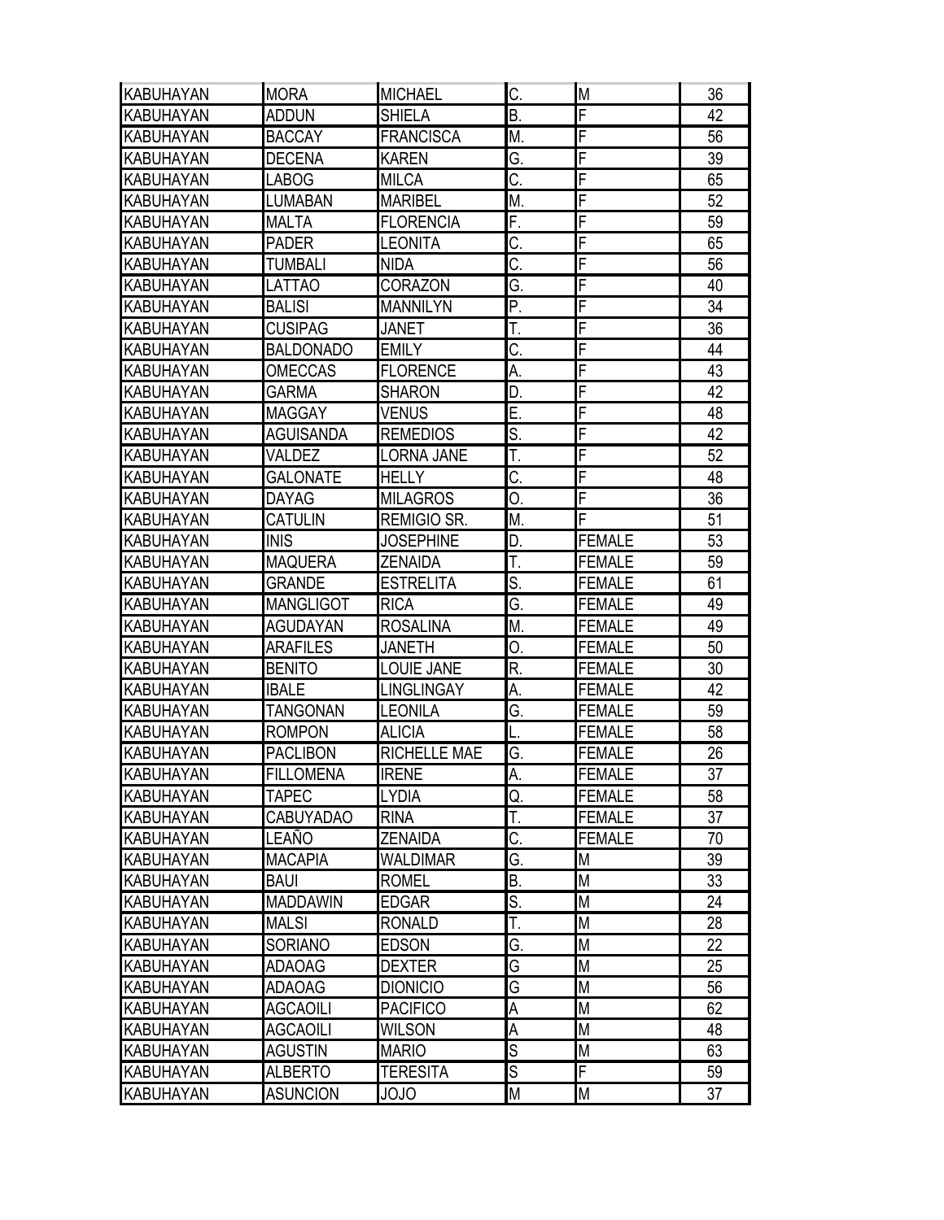| KABUHAYAN | MORA | MICHAEL | C. | M | 36 |
|---|---|---|---|---|---|
| KABUHAYAN | ADDUN | SHIELA | B. | F | 42 |
| KABUHAYAN | BACCAY | FRANCISCA | M. | F | 56 |
| KABUHAYAN | DECENA | KAREN | G. | F | 39 |
| KABUHAYAN | LABOG | MILCA | C. | F | 65 |
| KABUHAYAN | LUMABAN | MARIBEL | M. | F | 52 |
| KABUHAYAN | MALTA | FLORENCIA | F. | F | 59 |
| KABUHAYAN | PADER | LEONITA | C. | F | 65 |
| KABUHAYAN | TUMBALI | NIDA | C. | F | 56 |
| KABUHAYAN | LATTAO | CORAZON | G. | F | 40 |
| KABUHAYAN | BALISI | MANNILYN | P. | F | 34 |
| KABUHAYAN | CUSIPAG | JANET | T. | F | 36 |
| KABUHAYAN | BALDONADO | EMILY | C. | F | 44 |
| KABUHAYAN | OMECCAS | FLORENCE | A. | F | 43 |
| KABUHAYAN | GARMA | SHARON | D. | F | 42 |
| KABUHAYAN | MAGGAY | VENUS | E. | F | 48 |
| KABUHAYAN | AGUISANDA | REMEDIOS | S. | F | 42 |
| KABUHAYAN | VALDEZ | LORNA JANE | T. | F | 52 |
| KABUHAYAN | GALONATE | HELLY | C. | F | 48 |
| KABUHAYAN | DAYAG | MILAGROS | O. | F | 36 |
| KABUHAYAN | CATULIN | REMIGIO SR. | M. | F | 51 |
| KABUHAYAN | INIS | JOSEPHINE | D. | FEMALE | 53 |
| KABUHAYAN | MAQUERA | ZENAIDA | T. | FEMALE | 59 |
| KABUHAYAN | GRANDE | ESTRELITA | S. | FEMALE | 61 |
| KABUHAYAN | MANGLIGOT | RICA | G. | FEMALE | 49 |
| KABUHAYAN | AGUDAYAN | ROSALINA | M. | FEMALE | 49 |
| KABUHAYAN | ARAFILES | JANETH | O. | FEMALE | 50 |
| KABUHAYAN | BENITO | LOUIE JANE | R. | FEMALE | 30 |
| KABUHAYAN | IBALE | LINGLINGAY | A. | FEMALE | 42 |
| KABUHAYAN | TANGONAN | LEONILA | G. | FEMALE | 59 |
| KABUHAYAN | ROMPON | ALICIA | L. | FEMALE | 58 |
| KABUHAYAN | PACLIBON | RICHELLE MAE | G. | FEMALE | 26 |
| KABUHAYAN | FILLOMENA | IRENE | A. | FEMALE | 37 |
| KABUHAYAN | TAPEC | LYDIA | Q. | FEMALE | 58 |
| KABUHAYAN | CABUYADAO | RINA | T. | FEMALE | 37 |
| KABUHAYAN | LEAÑO | ZENAIDA | C. | FEMALE | 70 |
| KABUHAYAN | MACAPIA | WALDIMAR | G. | M | 39 |
| KABUHAYAN | BAUI | ROMEL | B. | M | 33 |
| KABUHAYAN | MADDAWIN | EDGAR | S. | M | 24 |
| KABUHAYAN | MALSI | RONALD | T. | M | 28 |
| KABUHAYAN | SORIANO | EDSON | G. | M | 22 |
| KABUHAYAN | ADAOAG | DEXTER | G | M | 25 |
| KABUHAYAN | ADAOAG | DIONICIO | G | M | 56 |
| KABUHAYAN | AGCAOILI | PACIFICO | A | M | 62 |
| KABUHAYAN | AGCAOILI | WILSON | A | M | 48 |
| KABUHAYAN | AGUSTIN | MARIO | S | M | 63 |
| KABUHAYAN | ALBERTO | TERESITA | S | F | 59 |
| KABUHAYAN | ASUNCION | JOJO | M | M | 37 |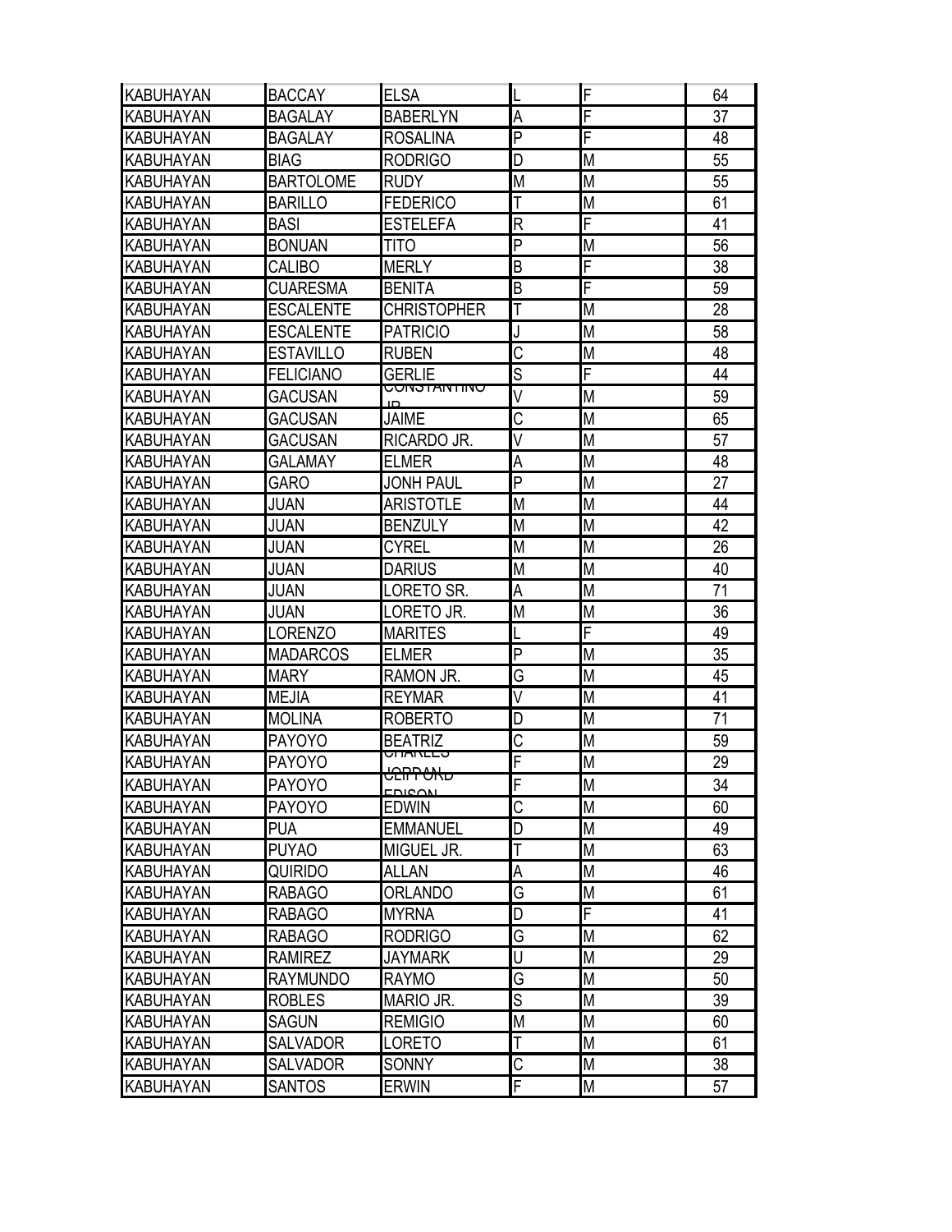| | | | | | |
|---|---|---|---|---|---|
| KABUHAYAN | BACCAY | ELSA | L | F | 64 |
| KABUHAYAN | BAGALAY | BABERLYN | A | F | 37 |
| KABUHAYAN | BAGALAY | ROSALINA | P | F | 48 |
| KABUHAYAN | BIAG | RODRIGO | D | M | 55 |
| KABUHAYAN | BARTOLOME | RUDY | M | M | 55 |
| KABUHAYAN | BARILLO | FEDERICO | T | M | 61 |
| KABUHAYAN | BASI | ESTELEFA | R | F | 41 |
| KABUHAYAN | BONUAN | TITO | P | M | 56 |
| KABUHAYAN | CALIBO | MERLY | B | F | 38 |
| KABUHAYAN | CUARESMA | BENITA | B | F | 59 |
| KABUHAYAN | ESCALENTE | CHRISTOPHER | T | M | 28 |
| KABUHAYAN | ESCALENTE | PATRICIO | J | M | 58 |
| KABUHAYAN | ESTAVILLO | RUBEN | C | M | 48 |
| KABUHAYAN | FELICIANO | GERLIE | S | F | 44 |
| KABUHAYAN | GACUSAN | CONSTANTINO JR | V | M | 59 |
| KABUHAYAN | GACUSAN | JAIME | C | M | 65 |
| KABUHAYAN | GACUSAN | RICARDO JR. | V | M | 57 |
| KABUHAYAN | GALAMAY | ELMER | A | M | 48 |
| KABUHAYAN | GARO | JONH PAUL | P | M | 27 |
| KABUHAYAN | JUAN | ARISTOTLE | M | M | 44 |
| KABUHAYAN | JUAN | BENZULY | M | M | 42 |
| KABUHAYAN | JUAN | CYREL | M | M | 26 |
| KABUHAYAN | JUAN | DARIUS | M | M | 40 |
| KABUHAYAN | JUAN | LORETO SR. | A | M | 71 |
| KABUHAYAN | JUAN | LORETO JR. | M | M | 36 |
| KABUHAYAN | LORENZO | MARITES | L | F | 49 |
| KABUHAYAN | MADARCOS | ELMER | P | M | 35 |
| KABUHAYAN | MARY | RAMON JR. | G | M | 45 |
| KABUHAYAN | MEJIA | REYMAR | V | M | 41 |
| KABUHAYAN | MOLINA | ROBERTO | D | M | 71 |
| KABUHAYAN | PAYOYO | BEATRIZ | C | M | 59 |
| KABUHAYAN | PAYOYO | CHARLES JORDAN | F | M | 29 |
| KABUHAYAN | PAYOYO | CLIFFORD EDISON | F | M | 34 |
| KABUHAYAN | PAYOYO | EDWIN | C | M | 60 |
| KABUHAYAN | PUA | EMMANUEL | D | M | 49 |
| KABUHAYAN | PUYAO | MIGUEL JR. | T | M | 63 |
| KABUHAYAN | QUIRIDO | ALLAN | A | M | 46 |
| KABUHAYAN | RABAGO | ORLANDO | G | M | 61 |
| KABUHAYAN | RABAGO | MYRNA | D | F | 41 |
| KABUHAYAN | RABAGO | RODRIGO | G | M | 62 |
| KABUHAYAN | RAMIREZ | JAYMARK | U | M | 29 |
| KABUHAYAN | RAYMUNDO | RAYMO | G | M | 50 |
| KABUHAYAN | ROBLES | MARIO JR. | S | M | 39 |
| KABUHAYAN | SAGUN | REMIGIO | M | M | 60 |
| KABUHAYAN | SALVADOR | LORETO | T | M | 61 |
| KABUHAYAN | SALVADOR | SONNY | C | M | 38 |
| KABUHAYAN | SANTOS | ERWIN | F | M | 57 |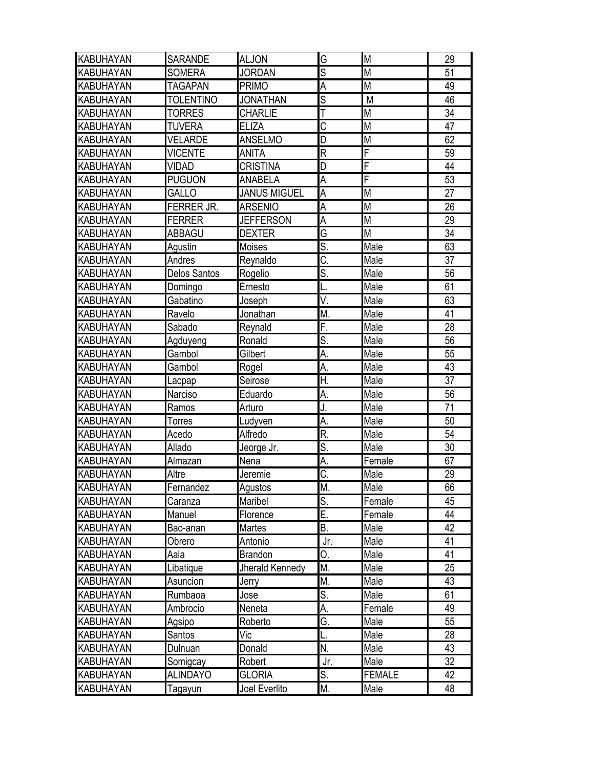| KABUHAYAN | SARANDE | ALJON | G | M | 29 |
|---|---|---|---|---|---|
| KABUHAYAN | SOMERA | JORDAN | S | M | 51 |
| KABUHAYAN | TAGAPAN | PRIMO | A | M | 49 |
| KABUHAYAN | TOLENTINO | JONATHAN | S | M | 46 |
| KABUHAYAN | TORRES | CHARLIE | T | M | 34 |
| KABUHAYAN | TUVERA | ELIZA | C | M | 47 |
| KABUHAYAN | VELARDE | ANSELMO | D | M | 62 |
| KABUHAYAN | VICENTE | ANITA | R | F | 59 |
| KABUHAYAN | VIDAD | CRISTINA | D | F | 44 |
| KABUHAYAN | PUGUON | ANABELA | A | F | 53 |
| KABUHAYAN | GALLO | JANUS MIGUEL | A | M | 27 |
| KABUHAYAN | FERRER JR. | ARSENIO | A | M | 26 |
| KABUHAYAN | FERRER | JEFFERSON | A | M | 29 |
| KABUHAYAN | ABBAGU | DEXTER | G | M | 34 |
| KABUHAYAN | Agustin | Moises | S. | Male | 63 |
| KABUHAYAN | Andres | Reynaldo | C. | Male | 37 |
| KABUHAYAN | Delos Santos | Rogelio | S. | Male | 56 |
| KABUHAYAN | Domingo | Ernesto | L. | Male | 61 |
| KABUHAYAN | Gabatino | Joseph | V. | Male | 63 |
| KABUHAYAN | Ravelo | Jonathan | M. | Male | 41 |
| KABUHAYAN | Sabado | Reynald | F. | Male | 28 |
| KABUHAYAN | Agduyeng | Ronald | S. | Male | 56 |
| KABUHAYAN | Gambol | Gilbert | A. | Male | 55 |
| KABUHAYAN | Gambol | Rogel | A. | Male | 43 |
| KABUHAYAN | Lacpap | Seirose | H. | Male | 37 |
| KABUHAYAN | Narciso | Eduardo | A. | Male | 56 |
| KABUHAYAN | Ramos | Arturo | J. | Male | 71 |
| KABUHAYAN | Torres | Ludyven | A. | Male | 50 |
| KABUHAYAN | Acedo | Alfredo | R. | Male | 54 |
| KABUHAYAN | Allado | Jeorge Jr. | S. | Male | 30 |
| KABUHAYAN | Almazan | Nena | A. | Female | 67 |
| KABUHAYAN | Altre | Jeremie | C. | Male | 29 |
| KABUHAYAN | Fernandez | Agustos | M. | Male | 66 |
| KABUHAYAN | Caranza | Maribel | S. | Female | 45 |
| KABUHAYAN | Manuel | Florence | E. | Female | 44 |
| KABUHAYAN | Bao-anan | Martes | B. | Male | 42 |
| KABUHAYAN | Obrero | Antonio | Jr. | Male | 41 |
| KABUHAYAN | Aala | Brandon | O. | Male | 41 |
| KABUHAYAN | Libatique | Jherald Kennedy | M. | Male | 25 |
| KABUHAYAN | Asuncion | Jerry | M. | Male | 43 |
| KABUHAYAN | Rumbaoa | Jose | S. | Male | 61 |
| KABUHAYAN | Ambrocio | Neneta | A. | Female | 49 |
| KABUHAYAN | Agsipo | Roberto | G. | Male | 55 |
| KABUHAYAN | Santos | Vic | L. | Male | 28 |
| KABUHAYAN | Dulnuan | Donald | N. | Male | 43 |
| KABUHAYAN | Somigcay | Robert | Jr. | Male | 32 |
| KABUHAYAN | ALINDAYO | GLORIA | S. | FEMALE | 42 |
| KABUHAYAN | Tagayun | Joel Everlito | M. | Male | 48 |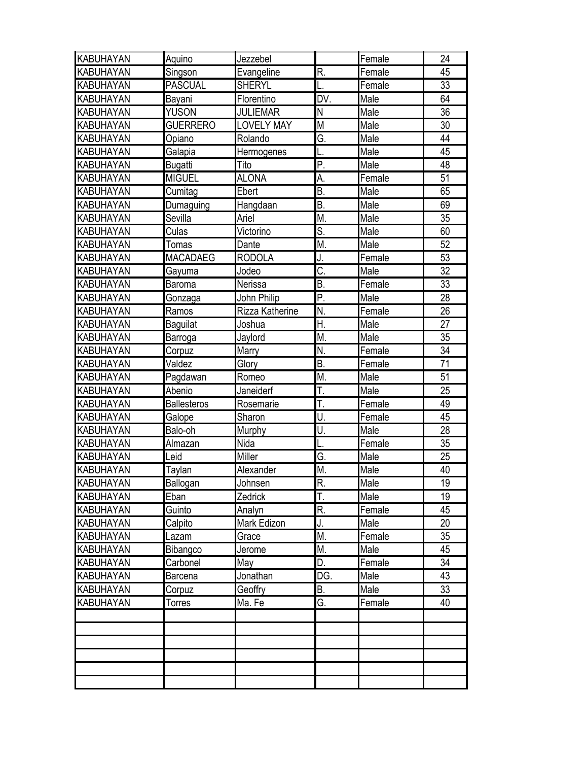| | | | | | |
|---|---|---|---|---|---|
| KABUHAYAN | Aquino | Jezzebel | | Female | 24 |
| KABUHAYAN | Singson | Evangeline | R. | Female | 45 |
| KABUHAYAN | PASCUAL | SHERYL | L. | Female | 33 |
| KABUHAYAN | Bayani | Florentino | DV. | Male | 64 |
| KABUHAYAN | YUSON | JULIEMAR | N | Male | 36 |
| KABUHAYAN | GUERRERO | LOVELY MAY | M | Male | 30 |
| KABUHAYAN | Opiano | Rolando | G. | Male | 44 |
| KABUHAYAN | Galapia | Hermogenes | L. | Male | 45 |
| KABUHAYAN | Bugatti | Tito | P. | Male | 48 |
| KABUHAYAN | MIGUEL | ALONA | A. | Female | 51 |
| KABUHAYAN | Cumitag | Ebert | B. | Male | 65 |
| KABUHAYAN | Dumaguing | Hangdaan | B. | Male | 69 |
| KABUHAYAN | Sevilla | Ariel | M. | Male | 35 |
| KABUHAYAN | Culas | Victorino | S. | Male | 60 |
| KABUHAYAN | Tomas | Dante | M. | Male | 52 |
| KABUHAYAN | MACADAEG | RODOLA | J. | Female | 53 |
| KABUHAYAN | Gayuma | Jodeo | C. | Male | 32 |
| KABUHAYAN | Baroma | Nerissa | B. | Female | 33 |
| KABUHAYAN | Gonzaga | John Philip | P. | Male | 28 |
| KABUHAYAN | Ramos | Rizza Katherine | N. | Female | 26 |
| KABUHAYAN | Baguilat | Joshua | H. | Male | 27 |
| KABUHAYAN | Barroga | Jaylord | M. | Male | 35 |
| KABUHAYAN | Corpuz | Marry | N. | Female | 34 |
| KABUHAYAN | Valdez | Glory | B. | Female | 71 |
| KABUHAYAN | Pagdawan | Romeo | M. | Male | 51 |
| KABUHAYAN | Abenio | Janeiderf | T. | Male | 25 |
| KABUHAYAN | Ballesteros | Rosemarie | T. | Female | 49 |
| KABUHAYAN | Galope | Sharon | U. | Female | 45 |
| KABUHAYAN | Balo-oh | Murphy | U. | Male | 28 |
| KABUHAYAN | Almazan | Nida | L. | Female | 35 |
| KABUHAYAN | Leid | Miller | G. | Male | 25 |
| KABUHAYAN | Taylan | Alexander | M. | Male | 40 |
| KABUHAYAN | Ballogan | Johnsen | R. | Male | 19 |
| KABUHAYAN | Eban | Zedrick | T. | Male | 19 |
| KABUHAYAN | Guinto | Analyn | R. | Female | 45 |
| KABUHAYAN | Calpito | Mark Edizon | J. | Male | 20 |
| KABUHAYAN | Lazam | Grace | M. | Female | 35 |
| KABUHAYAN | Bibangco | Jerome | M. | Male | 45 |
| KABUHAYAN | Carbonel | May | D. | Female | 34 |
| KABUHAYAN | Barcena | Jonathan | DG. | Male | 43 |
| KABUHAYAN | Corpuz | Geoffry | B. | Male | 33 |
| KABUHAYAN | Torres | Ma. Fe | G. | Female | 40 |
| | | | | | |
| | | | | | |
| | | | | | |
| | | | | | |
| | | | | | |
| | | | | | |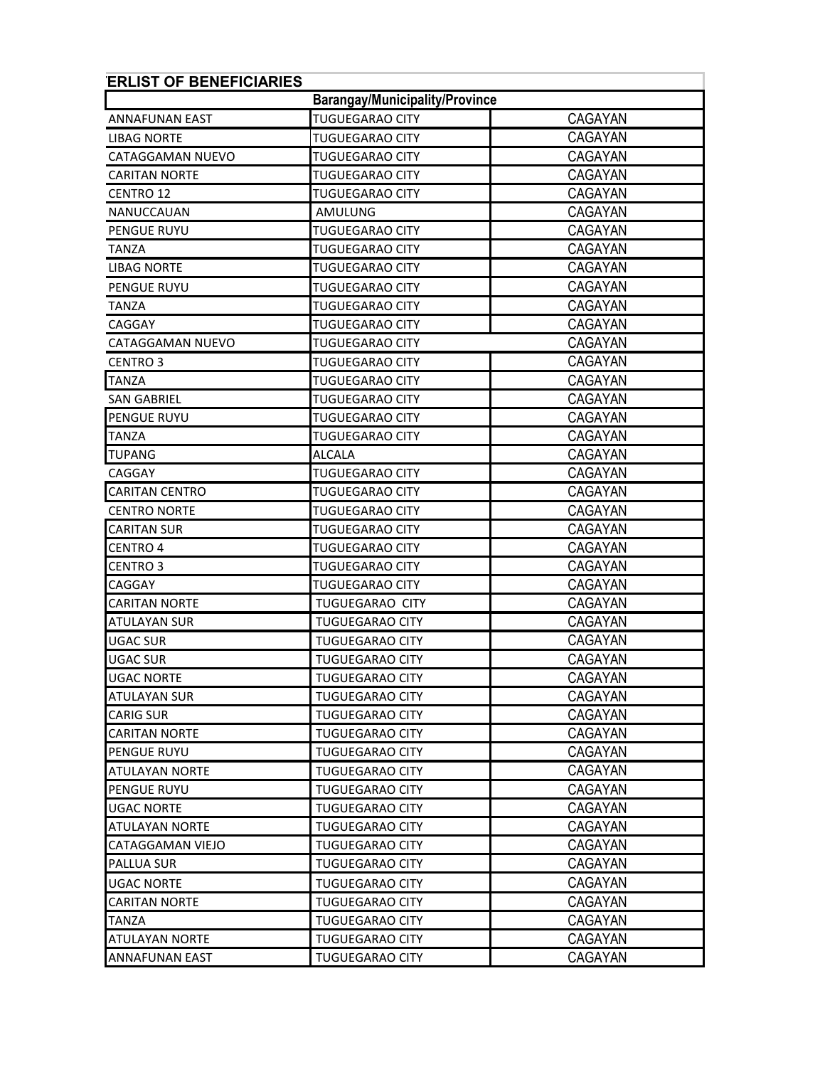## ERLIST OF BENEFICIARIES

| Barangay/Municipality/Province | | |
|---|---|---|
| ANNAFUNAN EAST | TUGUEGARAO CITY | CAGAYAN |
| LIBAG NORTE | TUGUEGARAO CITY | CAGAYAN |
| CATAGGAMAN NUEVO | TUGUEGARAO CITY | CAGAYAN |
| CARITAN NORTE | TUGUEGARAO CITY | CAGAYAN |
| CENTRO 12 | TUGUEGARAO CITY | CAGAYAN |
| NANUCCAUAN | AMULUNG | CAGAYAN |
| PENGUE RUYU | TUGUEGARAO CITY | CAGAYAN |
| TANZA | TUGUEGARAO CITY | CAGAYAN |
| LIBAG NORTE | TUGUEGARAO CITY | CAGAYAN |
| PENGUE RUYU | TUGUEGARAO CITY | CAGAYAN |
| TANZA | TUGUEGARAO CITY | CAGAYAN |
| CAGGAY | TUGUEGARAO CITY | CAGAYAN |
| CATAGGAMAN NUEVO | TUGUEGARAO CITY | CAGAYAN |
| CENTRO 3 | TUGUEGARAO CITY | CAGAYAN |
| TANZA | TUGUEGARAO CITY | CAGAYAN |
| SAN GABRIEL | TUGUEGARAO CITY | CAGAYAN |
| PENGUE RUYU | TUGUEGARAO CITY | CAGAYAN |
| TANZA | TUGUEGARAO CITY | CAGAYAN |
| TUPANG | ALCALA | CAGAYAN |
| CAGGAY | TUGUEGARAO CITY | CAGAYAN |
| CARITAN CENTRO | TUGUEGARAO CITY | CAGAYAN |
| CENTRO NORTE | TUGUEGARAO CITY | CAGAYAN |
| CARITAN SUR | TUGUEGARAO CITY | CAGAYAN |
| CENTRO 4 | TUGUEGARAO CITY | CAGAYAN |
| CENTRO 3 | TUGUEGARAO CITY | CAGAYAN |
| CAGGAY | TUGUEGARAO CITY | CAGAYAN |
| CARITAN NORTE | TUGUEGARAO CITY | CAGAYAN |
| ATULAYAN SUR | TUGUEGARAO CITY | CAGAYAN |
| UGAC SUR | TUGUEGARAO CITY | CAGAYAN |
| UGAC SUR | TUGUEGARAO CITY | CAGAYAN |
| UGAC NORTE | TUGUEGARAO CITY | CAGAYAN |
| ATULAYAN SUR | TUGUEGARAO CITY | CAGAYAN |
| CARIG SUR | TUGUEGARAO CITY | CAGAYAN |
| CARITAN NORTE | TUGUEGARAO CITY | CAGAYAN |
| PENGUE RUYU | TUGUEGARAO CITY | CAGAYAN |
| ATULAYAN NORTE | TUGUEGARAO CITY | CAGAYAN |
| PENGUE RUYU | TUGUEGARAO CITY | CAGAYAN |
| UGAC NORTE | TUGUEGARAO CITY | CAGAYAN |
| ATULAYAN NORTE | TUGUEGARAO CITY | CAGAYAN |
| CATAGGAMAN VIEJO | TUGUEGARAO CITY | CAGAYAN |
| PALLUA SUR | TUGUEGARAO CITY | CAGAYAN |
| UGAC NORTE | TUGUEGARAO CITY | CAGAYAN |
| CARITAN NORTE | TUGUEGARAO CITY | CAGAYAN |
| TANZA | TUGUEGARAO CITY | CAGAYAN |
| ATULAYAN NORTE | TUGUEGARAO CITY | CAGAYAN |
| ANNAFUNAN EAST | TUGUEGARAO CITY | CAGAYAN |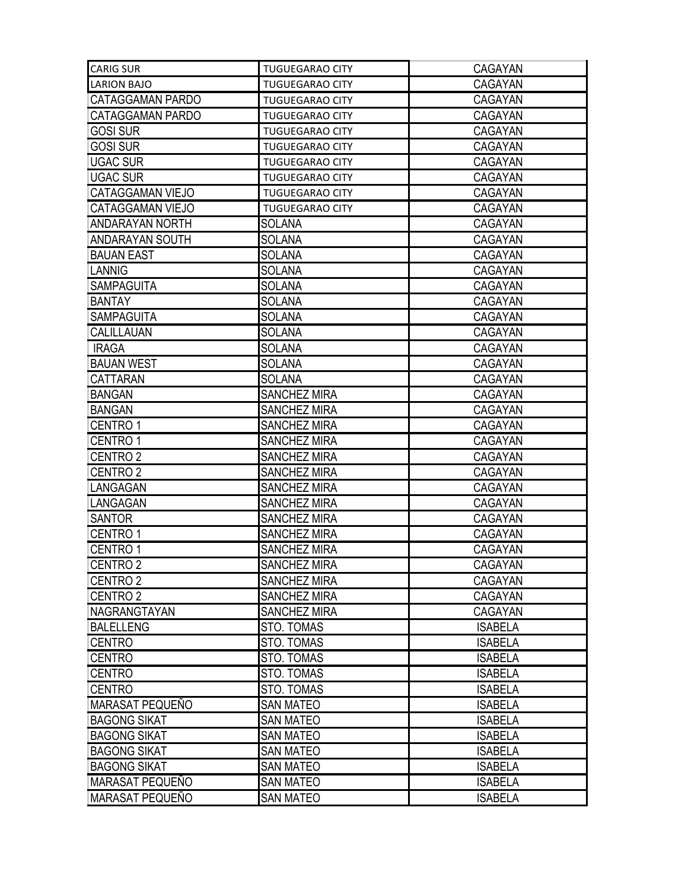| | | |
|---|---|---|
| CARIG SUR | TUGUEGARAO CITY | CAGAYAN |
| LARION BAJO | TUGUEGARAO CITY | CAGAYAN |
| CATAGGAMAN PARDO | TUGUEGARAO CITY | CAGAYAN |
| CATAGGAMAN PARDO | TUGUEGARAO CITY | CAGAYAN |
| GOSI SUR | TUGUEGARAO CITY | CAGAYAN |
| GOSI SUR | TUGUEGARAO CITY | CAGAYAN |
| UGAC SUR | TUGUEGARAO CITY | CAGAYAN |
| UGAC SUR | TUGUEGARAO CITY | CAGAYAN |
| CATAGGAMAN VIEJO | TUGUEGARAO CITY | CAGAYAN |
| CATAGGAMAN VIEJO | TUGUEGARAO CITY | CAGAYAN |
| ANDARAYAN NORTH | SOLANA | CAGAYAN |
| ANDARAYAN SOUTH | SOLANA | CAGAYAN |
| BAUAN EAST | SOLANA | CAGAYAN |
| LANNIG | SOLANA | CAGAYAN |
| SAMPAGUITA | SOLANA | CAGAYAN |
| BANTAY | SOLANA | CAGAYAN |
| SAMPAGUITA | SOLANA | CAGAYAN |
| CALILLAUAN | SOLANA | CAGAYAN |
| IRAGA | SOLANA | CAGAYAN |
| BAUAN WEST | SOLANA | CAGAYAN |
| CATTARAN | SOLANA | CAGAYAN |
| BANGAN | SANCHEZ MIRA | CAGAYAN |
| BANGAN | SANCHEZ MIRA | CAGAYAN |
| CENTRO 1 | SANCHEZ MIRA | CAGAYAN |
| CENTRO 1 | SANCHEZ MIRA | CAGAYAN |
| CENTRO 2 | SANCHEZ MIRA | CAGAYAN |
| CENTRO 2 | SANCHEZ MIRA | CAGAYAN |
| LANGAGAN | SANCHEZ MIRA | CAGAYAN |
| LANGAGAN | SANCHEZ MIRA | CAGAYAN |
| SANTOR | SANCHEZ MIRA | CAGAYAN |
| CENTRO 1 | SANCHEZ MIRA | CAGAYAN |
| CENTRO 1 | SANCHEZ MIRA | CAGAYAN |
| CENTRO 2 | SANCHEZ MIRA | CAGAYAN |
| CENTRO 2 | SANCHEZ MIRA | CAGAYAN |
| CENTRO 2 | SANCHEZ MIRA | CAGAYAN |
| NAGRANGTAYAN | SANCHEZ MIRA | CAGAYAN |
| BALELLENG | STO. TOMAS | ISABELA |
| CENTRO | STO. TOMAS | ISABELA |
| CENTRO | STO. TOMAS | ISABELA |
| CENTRO | STO. TOMAS | ISABELA |
| CENTRO | STO. TOMAS | ISABELA |
| MARASAT PEQUEÑO | SAN MATEO | ISABELA |
| BAGONG SIKAT | SAN MATEO | ISABELA |
| BAGONG SIKAT | SAN MATEO | ISABELA |
| BAGONG SIKAT | SAN MATEO | ISABELA |
| BAGONG SIKAT | SAN MATEO | ISABELA |
| MARASAT PEQUEÑO | SAN MATEO | ISABELA |
| MARASAT PEQUEÑO | SAN MATEO | ISABELA |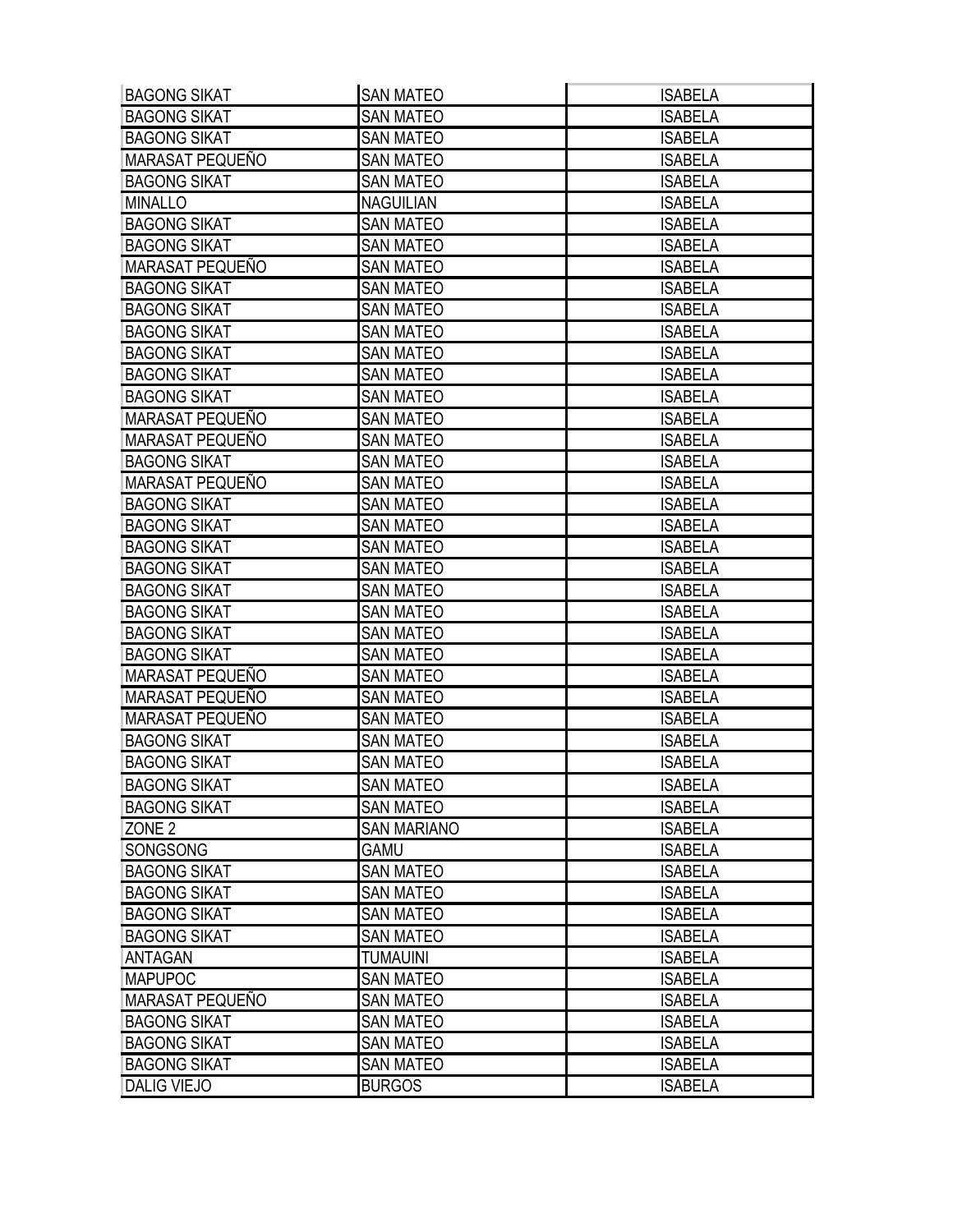| | | |
|---|---|---|
| BAGONG SIKAT | SAN MATEO | ISABELA |
| BAGONG SIKAT | SAN MATEO | ISABELA |
| BAGONG SIKAT | SAN MATEO | ISABELA |
| MARASAT PEQUEÑO | SAN MATEO | ISABELA |
| BAGONG SIKAT | SAN MATEO | ISABELA |
| MINALLO | NAGUILIAN | ISABELA |
| BAGONG SIKAT | SAN MATEO | ISABELA |
| BAGONG SIKAT | SAN MATEO | ISABELA |
| MARASAT PEQUEÑO | SAN MATEO | ISABELA |
| BAGONG SIKAT | SAN MATEO | ISABELA |
| BAGONG SIKAT | SAN MATEO | ISABELA |
| BAGONG SIKAT | SAN MATEO | ISABELA |
| BAGONG SIKAT | SAN MATEO | ISABELA |
| BAGONG SIKAT | SAN MATEO | ISABELA |
| BAGONG SIKAT | SAN MATEO | ISABELA |
| MARASAT PEQUEÑO | SAN MATEO | ISABELA |
| MARASAT PEQUEÑO | SAN MATEO | ISABELA |
| BAGONG SIKAT | SAN MATEO | ISABELA |
| MARASAT PEQUEÑO | SAN MATEO | ISABELA |
| BAGONG SIKAT | SAN MATEO | ISABELA |
| BAGONG SIKAT | SAN MATEO | ISABELA |
| BAGONG SIKAT | SAN MATEO | ISABELA |
| BAGONG SIKAT | SAN MATEO | ISABELA |
| BAGONG SIKAT | SAN MATEO | ISABELA |
| BAGONG SIKAT | SAN MATEO | ISABELA |
| BAGONG SIKAT | SAN MATEO | ISABELA |
| BAGONG SIKAT | SAN MATEO | ISABELA |
| MARASAT PEQUEÑO | SAN MATEO | ISABELA |
| MARASAT PEQUEÑO | SAN MATEO | ISABELA |
| MARASAT PEQUEÑO | SAN MATEO | ISABELA |
| BAGONG SIKAT | SAN MATEO | ISABELA |
| BAGONG SIKAT | SAN MATEO | ISABELA |
| BAGONG SIKAT | SAN MATEO | ISABELA |
| BAGONG SIKAT | SAN MATEO | ISABELA |
| ZONE 2 | SAN MARIANO | ISABELA |
| SONGSONG | GAMU | ISABELA |
| BAGONG SIKAT | SAN MATEO | ISABELA |
| BAGONG SIKAT | SAN MATEO | ISABELA |
| BAGONG SIKAT | SAN MATEO | ISABELA |
| BAGONG SIKAT | SAN MATEO | ISABELA |
| ANTAGAN | TUMAUINI | ISABELA |
| MAPUPOC | SAN MATEO | ISABELA |
| MARASAT PEQUEÑO | SAN MATEO | ISABELA |
| BAGONG SIKAT | SAN MATEO | ISABELA |
| BAGONG SIKAT | SAN MATEO | ISABELA |
| BAGONG SIKAT | SAN MATEO | ISABELA |
| DALIG VIEJO | BURGOS | ISABELA |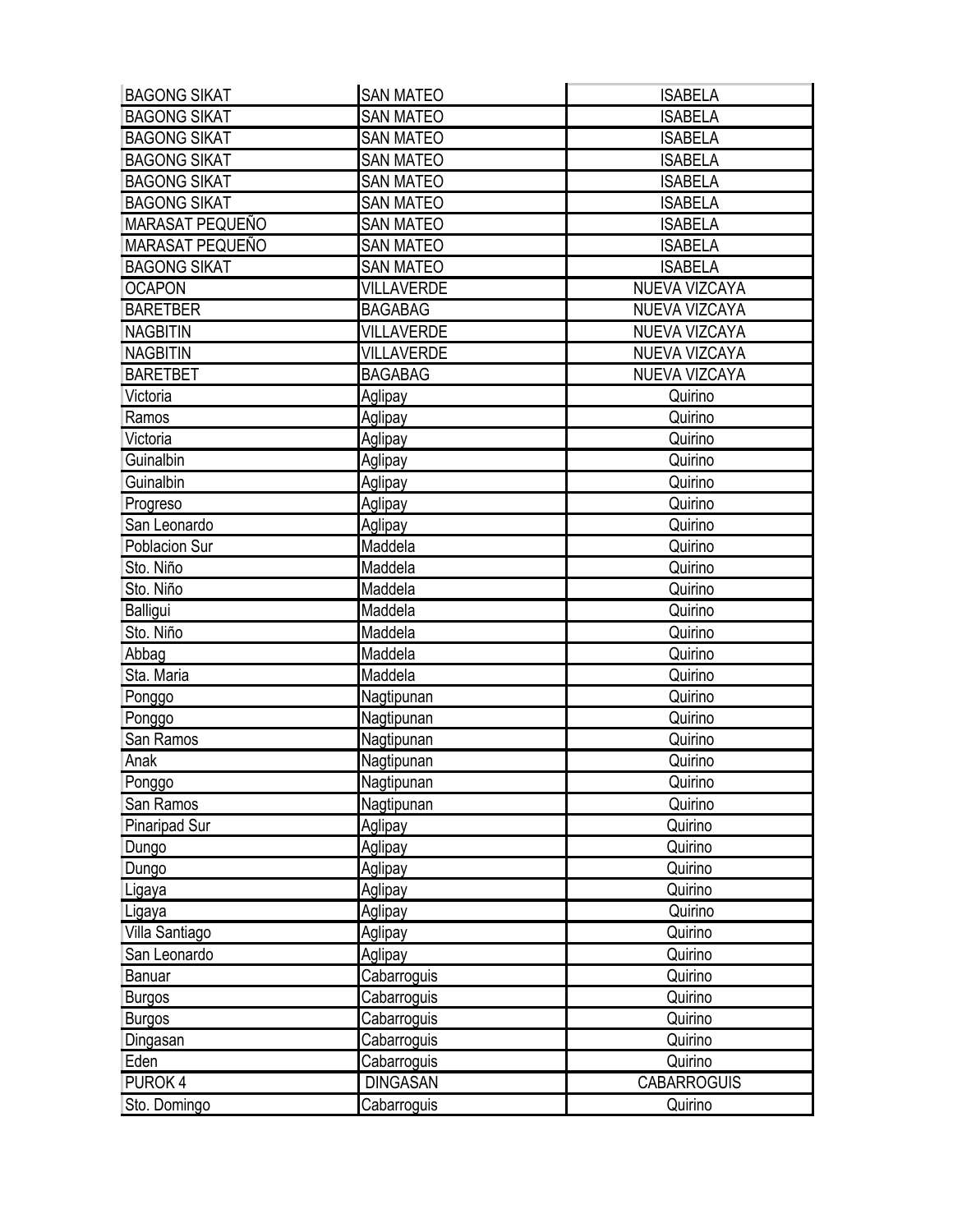| | | |
|---|---|---|
| BAGONG SIKAT | SAN MATEO | ISABELA |
| BAGONG SIKAT | SAN MATEO | ISABELA |
| BAGONG SIKAT | SAN MATEO | ISABELA |
| BAGONG SIKAT | SAN MATEO | ISABELA |
| BAGONG SIKAT | SAN MATEO | ISABELA |
| BAGONG SIKAT | SAN MATEO | ISABELA |
| MARASAT PEQUEÑO | SAN MATEO | ISABELA |
| MARASAT PEQUEÑO | SAN MATEO | ISABELA |
| BAGONG SIKAT | SAN MATEO | ISABELA |
| OCAPON | VILLAVERDE | NUEVA VIZCAYA |
| BARETBER | BAGABAG | NUEVA VIZCAYA |
| NAGBITIN | VILLAVERDE | NUEVA VIZCAYA |
| NAGBITIN | VILLAVERDE | NUEVA VIZCAYA |
| BARETBET | BAGABAG | NUEVA VIZCAYA |
| Victoria | Aglipay | Quirino |
| Ramos | Aglipay | Quirino |
| Victoria | Aglipay | Quirino |
| Guinalbin | Aglipay | Quirino |
| Guinalbin | Aglipay | Quirino |
| Progreso | Aglipay | Quirino |
| San Leonardo | Aglipay | Quirino |
| Poblacion Sur | Maddela | Quirino |
| Sto. Niño | Maddela | Quirino |
| Sto. Niño | Maddela | Quirino |
| Balligui | Maddela | Quirino |
| Sto. Niño | Maddela | Quirino |
| Abbag | Maddela | Quirino |
| Sta. Maria | Maddela | Quirino |
| Ponggo | Nagtipunan | Quirino |
| Ponggo | Nagtipunan | Quirino |
| San Ramos | Nagtipunan | Quirino |
| Anak | Nagtipunan | Quirino |
| Ponggo | Nagtipunan | Quirino |
| San Ramos | Nagtipunan | Quirino |
| Pinaripad Sur | Aglipay | Quirino |
| Dungo | Aglipay | Quirino |
| Dungo | Aglipay | Quirino |
| Ligaya | Aglipay | Quirino |
| Ligaya | Aglipay | Quirino |
| Villa Santiago | Aglipay | Quirino |
| San Leonardo | Aglipay | Quirino |
| Banuar | Cabarroguis | Quirino |
| Burgos | Cabarroguis | Quirino |
| Burgos | Cabarroguis | Quirino |
| Dingasan | Cabarroguis | Quirino |
| Eden | Cabarroguis | Quirino |
| PUROK 4 | DINGASAN | CABARROGUIS |
| Sto. Domingo | Cabarroguis | Quirino |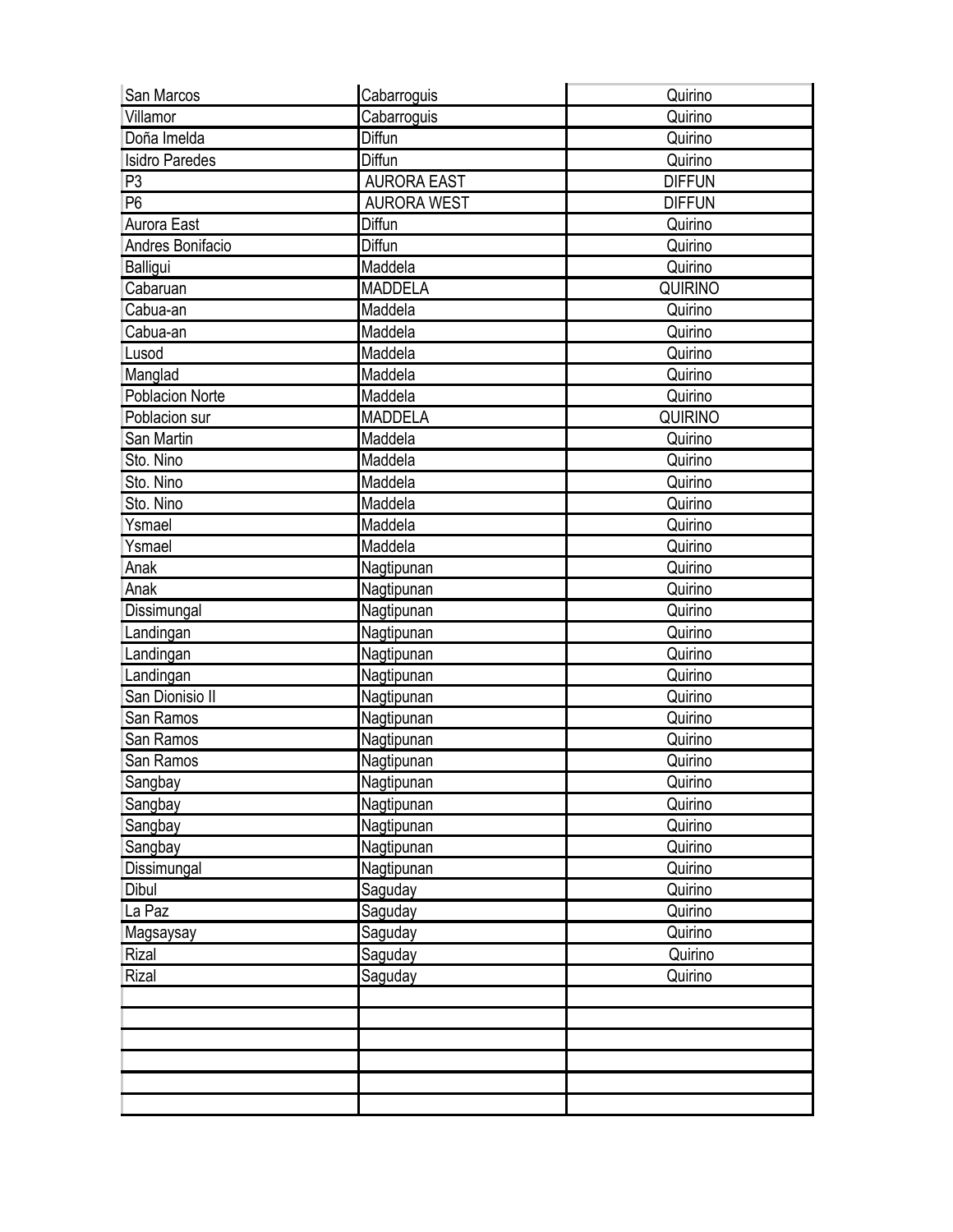| | | |
|---|---|---|
| San Marcos | Cabarroguis | Quirino |
| Villamor | Cabarroguis | Quirino |
| Doña Imelda | Diffun | Quirino |
| Isidro Paredes | Diffun | Quirino |
| P3 | AURORA EAST | DIFFUN |
| P6 | AURORA WEST | DIFFUN |
| Aurora East | Diffun | Quirino |
| Andres Bonifacio | Diffun | Quirino |
| Balligui | Maddela | Quirino |
| Cabaruan | MADDELA | QUIRINO |
| Cabua-an | Maddela | Quirino |
| Cabua-an | Maddela | Quirino |
| Lusod | Maddela | Quirino |
| Manglad | Maddela | Quirino |
| Poblacion Norte | Maddela | Quirino |
| Poblacion sur | MADDELA | QUIRINO |
| San Martin | Maddela | Quirino |
| Sto. Nino | Maddela | Quirino |
| Sto. Nino | Maddela | Quirino |
| Sto. Nino | Maddela | Quirino |
| Ysmael | Maddela | Quirino |
| Ysmael | Maddela | Quirino |
| Anak | Nagtipunan | Quirino |
| Anak | Nagtipunan | Quirino |
| Dissimungal | Nagtipunan | Quirino |
| Landingan | Nagtipunan | Quirino |
| Landingan | Nagtipunan | Quirino |
| Landingan | Nagtipunan | Quirino |
| San Dionisio II | Nagtipunan | Quirino |
| San Ramos | Nagtipunan | Quirino |
| San Ramos | Nagtipunan | Quirino |
| San Ramos | Nagtipunan | Quirino |
| Sangbay | Nagtipunan | Quirino |
| Sangbay | Nagtipunan | Quirino |
| Sangbay | Nagtipunan | Quirino |
| Sangbay | Nagtipunan | Quirino |
| Dissimungal | Nagtipunan | Quirino |
| Dibul | Saguday | Quirino |
| La Paz | Saguday | Quirino |
| Magsaysay | Saguday | Quirino |
| Rizal | Saguday | Quirino |
| Rizal | Saguday | Quirino |
| | | |
| | | |
| | | |
| | | |
| | | |
| | | |